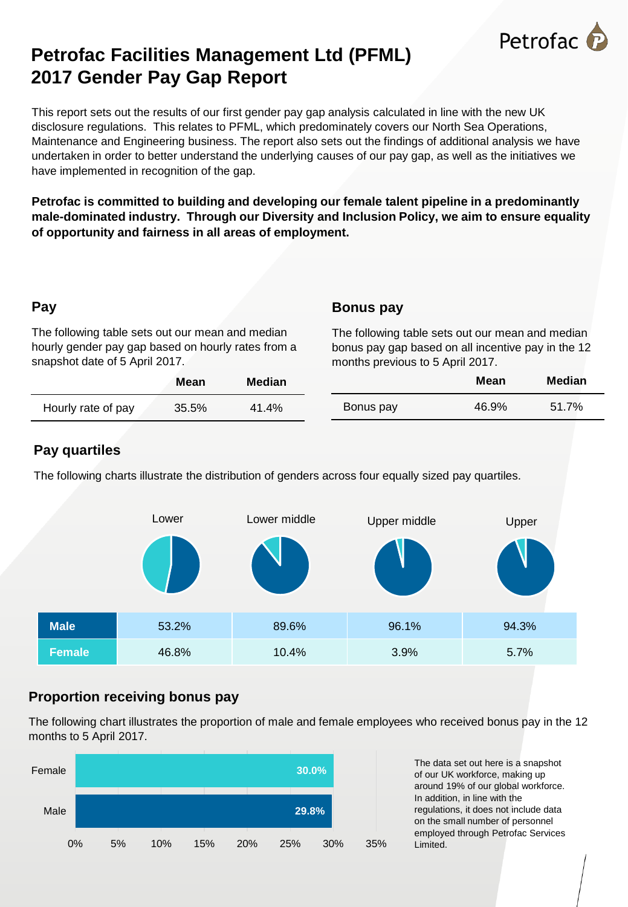Petrofac

# Petrofac Facilities Management Ltd (PFML) 2017 Gender Pay Gap Report

This report sets out the results of our first gender pay gap analysis calculated in line with the new UK disclosure regulations. This relates to PFML, which predominately covers our North Sea Operations, Maintenance and Engineering business. The report also sets out the findings of additional analysis we have undertaken in order to better understand the underlying causes of our pay gap, as well as the initiatives we have implemented in recognition of the gap.

**Petrofac is committed to building and developing our female talent pipeline in a predominantly male-dominated industry. Through our Diversity and Inclusion Policy, we aim to ensure equality of opportunity and fairness in all areas of employment.**

## Pay

The following table sets out our mean and median hourly gender pay gap based on hourly rates from a snapshot date of 5 April 2017.

| | Mean | Median |
|---|---|---|
| Hourly rate of pay | 35.5% | 41.4% |

## Bonus pay

The following table sets out our mean and median bonus pay gap based on all incentive pay in the 12 months previous to 5 April 2017.

| | Mean | Median |
|---|---|---|
| Bonus pay | 46.9% | 51.7% |

## Pay quartiles

The following charts illustrate the distribution of genders across four equally sized pay quartiles.

| | Lower | Lower middle | Upper middle | Upper |
|---|---|---|---|---|
| **Male** | 53.2% | 89.6% | 96.1% | 94.3% |
| **Female** | 46.8% | 10.4% | 3.9% | 5.7% |

## Proportion receiving bonus pay

The following chart illustrates the proportion of male and female employees who received bonus pay in the 12 months to 5 April 2017.

| | Proportion receiving bonus pay |
|---|---|
| Female | 30.0% |
| Male | 29.8% |

The data set out here is a snapshot of our UK workforce, making up around 19% of our global workforce. In addition, in line with the regulations, it does not include data on the small number of personnel employed through Petrofac Services Limited.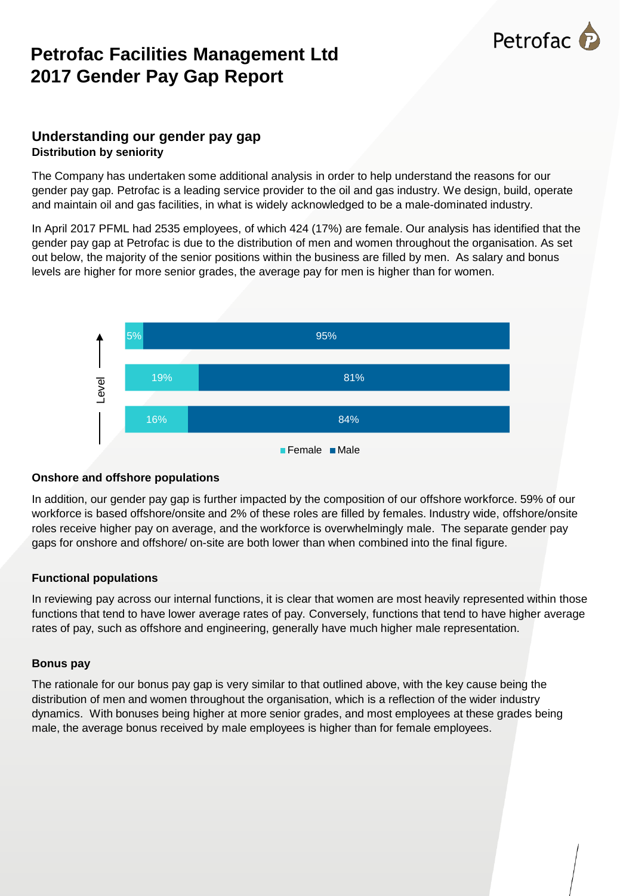# Petrofac Facilities Management Ltd
# 2017 Gender Pay Gap Report

## Understanding our gender pay gap

**Distribution by seniority**

The Company has undertaken some additional analysis in order to help understand the reasons for our gender pay gap. Petrofac is a leading service provider to the oil and gas industry. We design, build, operate and maintain oil and gas facilities, in what is widely acknowledged to be a male-dominated industry.

In April 2017 PFML had 2535 employees, of which 424 (17%) are female. Our analysis has identified that the gender pay gap at Petrofac is due to the distribution of men and women throughout the organisation. As set out below, the majority of the senior positions within the business are filled by men. As salary and bonus levels are higher for more senior grades, the average pay for men is higher than for women.

| Level (increasing upward) | Female | Male |
|---|---|---|
| Top | 5% | 95% |
| Middle | 19% | 81% |
| Bottom | 16% | 84% |

**Onshore and offshore populations**

In addition, our gender pay gap is further impacted by the composition of our offshore workforce. 59% of our workforce is based offshore/onsite and 2% of these roles are filled by females. Industry wide, offshore/onsite roles receive higher pay on average, and the workforce is overwhelmingly male. The separate gender pay gaps for onshore and offshore/ on-site are both lower than when combined into the final figure.

**Functional populations**

In reviewing pay across our internal functions, it is clear that women are most heavily represented within those functions that tend to have lower average rates of pay. Conversely, functions that tend to have higher average rates of pay, such as offshore and engineering, generally have much higher male representation.

**Bonus pay**

The rationale for our bonus pay gap is very similar to that outlined above, with the key cause being the distribution of men and women throughout the organisation, which is a reflection of the wider industry dynamics. With bonuses being higher at more senior grades, and most employees at these grades being male, the average bonus received by male employees is higher than for female employees.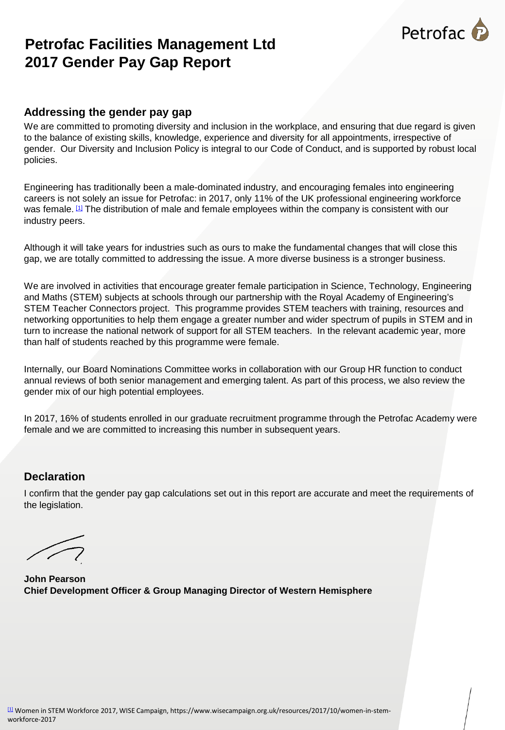# Petrofac Facilities Management Ltd
# 2017 Gender Pay Gap Report

## Addressing the gender pay gap

We are committed to promoting diversity and inclusion in the workplace, and ensuring that due regard is given to the balance of existing skills, knowledge, experience and diversity for all appointments, irrespective of gender. Our Diversity and Inclusion Policy is integral to our Code of Conduct, and is supported by robust local policies.

Engineering has traditionally been a male-dominated industry, and encouraging females into engineering careers is not solely an issue for Petrofac: in 2017, only 11% of the UK professional engineering workforce was female. [1] The distribution of male and female employees within the company is consistent with our industry peers.

Although it will take years for industries such as ours to make the fundamental changes that will close this gap, we are totally committed to addressing the issue. A more diverse business is a stronger business.

We are involved in activities that encourage greater female participation in Science, Technology, Engineering and Maths (STEM) subjects at schools through our partnership with the Royal Academy of Engineering's STEM Teacher Connectors project. This programme provides STEM teachers with training, resources and networking opportunities to help them engage a greater number and wider spectrum of pupils in STEM and in turn to increase the national network of support for all STEM teachers. In the relevant academic year, more than half of students reached by this programme were female.

Internally, our Board Nominations Committee works in collaboration with our Group HR function to conduct annual reviews of both senior management and emerging talent. As part of this process, we also review the gender mix of our high potential employees.

In 2017, 16% of students enrolled in our graduate recruitment programme through the Petrofac Academy were female and we are committed to increasing this number in subsequent years.

## Declaration

I confirm that the gender pay gap calculations set out in this report are accurate and meet the requirements of the legislation.

**John Pearson**
**Chief Development Officer & Group Managing Director of Western Hemisphere**

[1] Women in STEM Workforce 2017, WISE Campaign, https://www.wisecampaign.org.uk/resources/2017/10/women-in-stem-workforce-2017